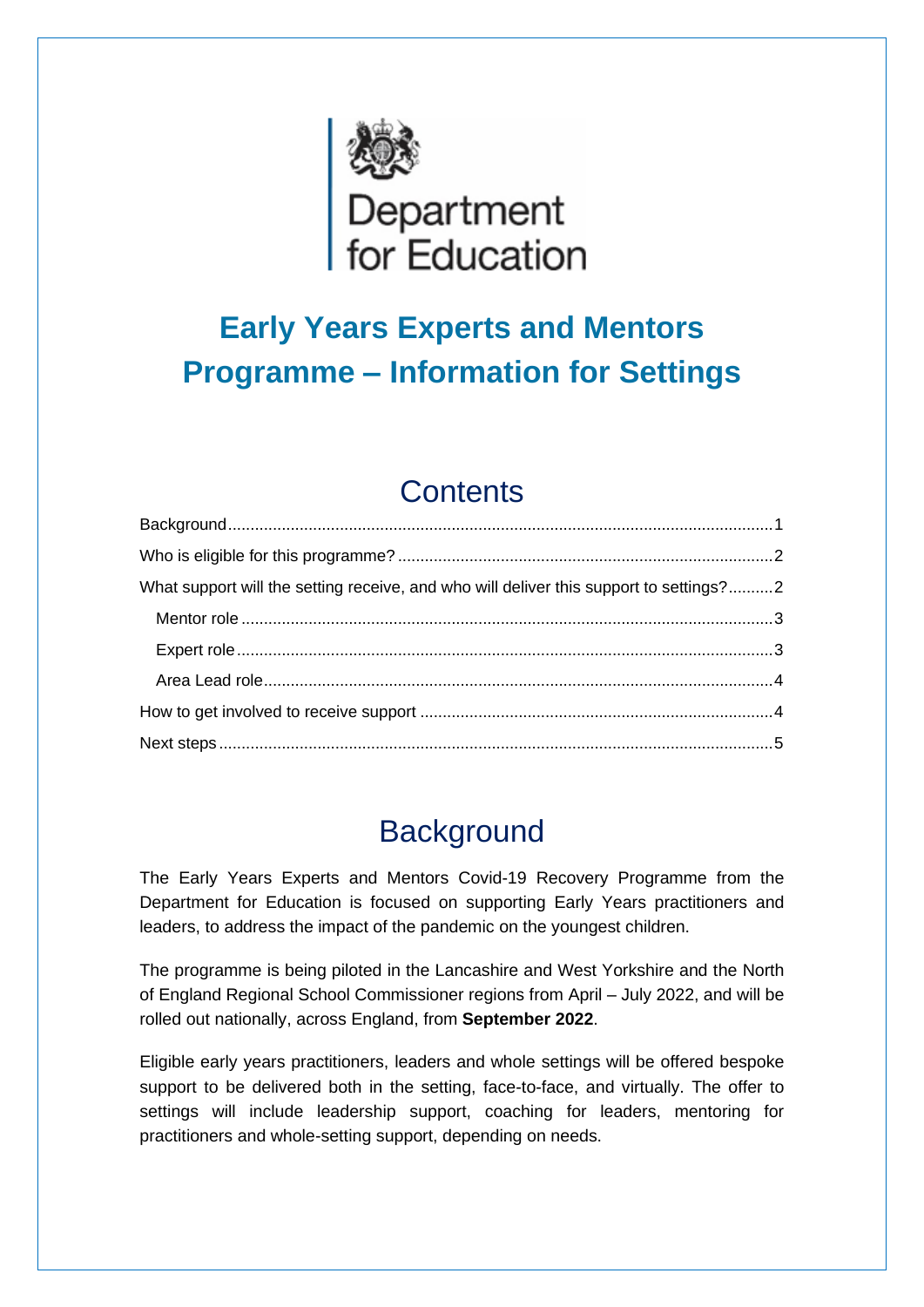Department for Education

# Early Years Experts and Mentors Programme – Information for Settings

## Contents

- Background ........ 1
- Who is eligible for this programme? ........ 2
- What support will the setting receive, and who will deliver this support to settings? ........ 2
  - Mentor role ........ 3
  - Expert role ........ 3
  - Area Lead role ........ 4
- How to get involved to receive support ........ 4
- Next steps ........ 5

## Background

The Early Years Experts and Mentors Covid-19 Recovery Programme from the Department for Education is focused on supporting Early Years practitioners and leaders, to address the impact of the pandemic on the youngest children.

The programme is being piloted in the Lancashire and West Yorkshire and the North of England Regional School Commissioner regions from April – July 2022, and will be rolled out nationally, across England, from **September 2022**.

Eligible early years practitioners, leaders and whole settings will be offered bespoke support to be delivered both in the setting, face-to-face, and virtually. The offer to settings will include leadership support, coaching for leaders, mentoring for practitioners and whole-setting support, depending on needs.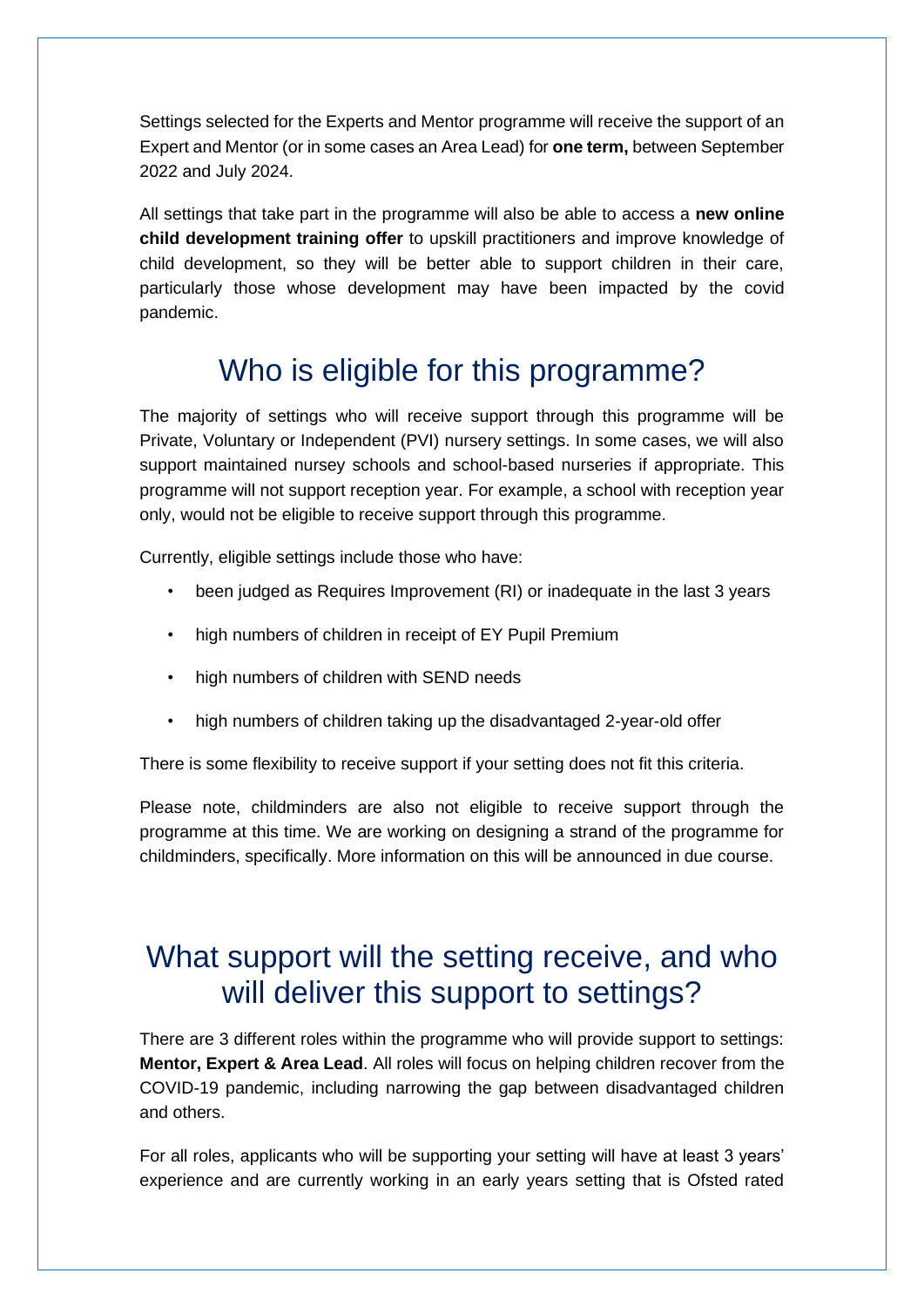Settings selected for the Experts and Mentor programme will receive the support of an Expert and Mentor (or in some cases an Area Lead) for **one term,** between September 2022 and July 2024.

All settings that take part in the programme will also be able to access a **new online child development training offer** to upskill practitioners and improve knowledge of child development, so they will be better able to support children in their care, particularly those whose development may have been impacted by the covid pandemic.

## Who is eligible for this programme?

The majority of settings who will receive support through this programme will be Private, Voluntary or Independent (PVI) nursery settings. In some cases, we will also support maintained nursey schools and school-based nurseries if appropriate. This programme will not support reception year. For example, a school with reception year only, would not be eligible to receive support through this programme.

Currently, eligible settings include those who have:

- been judged as Requires Improvement (RI) or inadequate in the last 3 years
- high numbers of children in receipt of EY Pupil Premium
- high numbers of children with SEND needs
- high numbers of children taking up the disadvantaged 2-year-old offer

There is some flexibility to receive support if your setting does not fit this criteria.

Please note, childminders are also not eligible to receive support through the programme at this time. We are working on designing a strand of the programme for childminders, specifically. More information on this will be announced in due course.

## What support will the setting receive, and who will deliver this support to settings?

There are 3 different roles within the programme who will provide support to settings: **Mentor, Expert & Area Lead**. All roles will focus on helping children recover from the COVID-19 pandemic, including narrowing the gap between disadvantaged children and others.

For all roles, applicants who will be supporting your setting will have at least 3 years' experience and are currently working in an early years setting that is Ofsted rated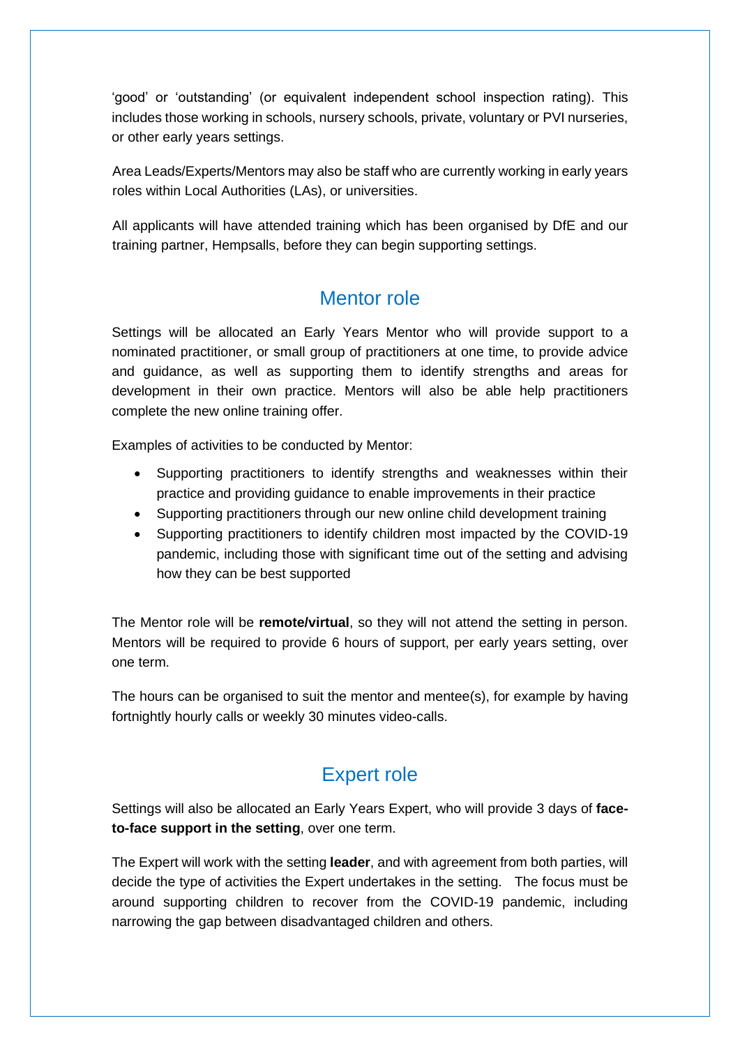'good' or 'outstanding' (or equivalent independent school inspection rating). This includes those working in schools, nursery schools, private, voluntary or PVI nurseries, or other early years settings.

Area Leads/Experts/Mentors may also be staff who are currently working in early years roles within Local Authorities (LAs), or universities.

All applicants will have attended training which has been organised by DfE and our training partner, Hempsalls, before they can begin supporting settings.

## Mentor role

Settings will be allocated an Early Years Mentor who will provide support to a nominated practitioner, or small group of practitioners at one time, to provide advice and guidance, as well as supporting them to identify strengths and areas for development in their own practice. Mentors will also be able help practitioners complete the new online training offer.

Examples of activities to be conducted by Mentor:

- Supporting practitioners to identify strengths and weaknesses within their practice and providing guidance to enable improvements in their practice
- Supporting practitioners through our new online child development training
- Supporting practitioners to identify children most impacted by the COVID-19 pandemic, including those with significant time out of the setting and advising how they can be best supported

The Mentor role will be **remote/virtual**, so they will not attend the setting in person. Mentors will be required to provide 6 hours of support, per early years setting, over one term.

The hours can be organised to suit the mentor and mentee(s), for example by having fortnightly hourly calls or weekly 30 minutes video-calls.

## Expert role

Settings will also be allocated an Early Years Expert, who will provide 3 days of **face-to-face support in the setting**, over one term.

The Expert will work with the setting **leader**, and with agreement from both parties, will decide the type of activities the Expert undertakes in the setting. The focus must be around supporting children to recover from the COVID-19 pandemic, including narrowing the gap between disadvantaged children and others.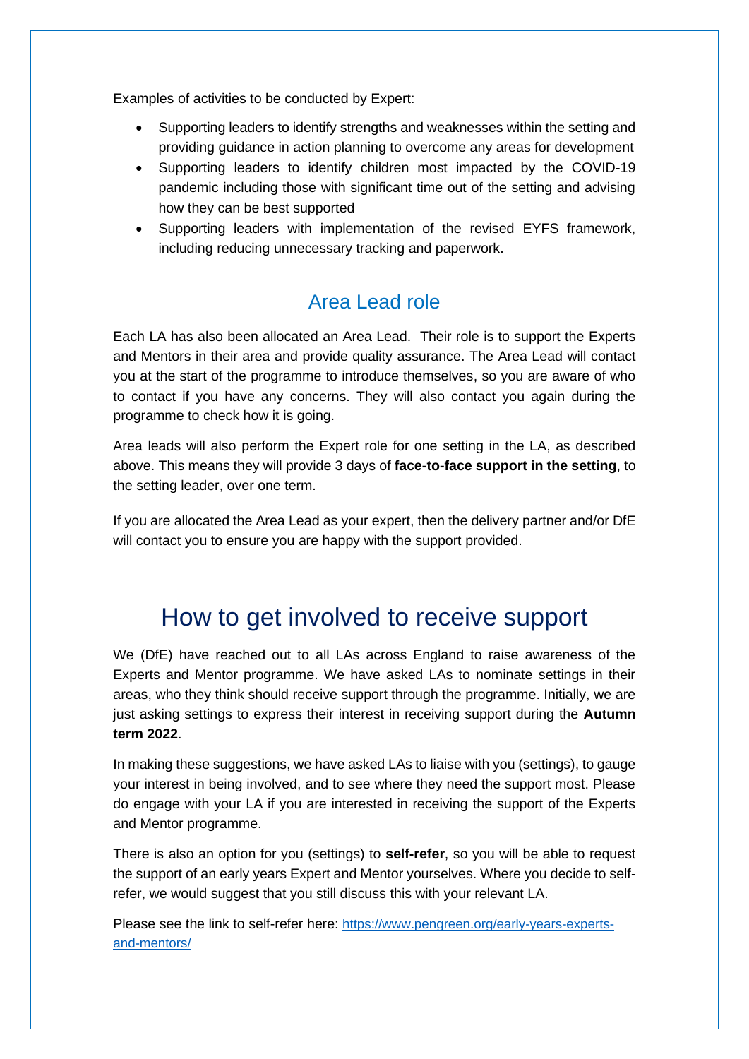Examples of activities to be conducted by Expert:

- Supporting leaders to identify strengths and weaknesses within the setting and providing guidance in action planning to overcome any areas for development
- Supporting leaders to identify children most impacted by the COVID-19 pandemic including those with significant time out of the setting and advising how they can be best supported
- Supporting leaders with implementation of the revised EYFS framework, including reducing unnecessary tracking and paperwork.

## Area Lead role

Each LA has also been allocated an Area Lead. Their role is to support the Experts and Mentors in their area and provide quality assurance. The Area Lead will contact you at the start of the programme to introduce themselves, so you are aware of who to contact if you have any concerns. They will also contact you again during the programme to check how it is going.

Area leads will also perform the Expert role for one setting in the LA, as described above. This means they will provide 3 days of **face-to-face support in the setting**, to the setting leader, over one term.

If you are allocated the Area Lead as your expert, then the delivery partner and/or DfE will contact you to ensure you are happy with the support provided.

# How to get involved to receive support

We (DfE) have reached out to all LAs across England to raise awareness of the Experts and Mentor programme. We have asked LAs to nominate settings in their areas, who they think should receive support through the programme. Initially, we are just asking settings to express their interest in receiving support during the **Autumn term 2022**.

In making these suggestions, we have asked LAs to liaise with you (settings), to gauge your interest in being involved, and to see where they need the support most. Please do engage with your LA if you are interested in receiving the support of the Experts and Mentor programme.

There is also an option for you (settings) to **self-refer**, so you will be able to request the support of an early years Expert and Mentor yourselves. Where you decide to self-refer, we would suggest that you still discuss this with your relevant LA.

Please see the link to self-refer here: [https://www.pengreen.org/early-years-experts-and-mentors/](https://www.pengreen.org/early-years-experts-and-mentors/)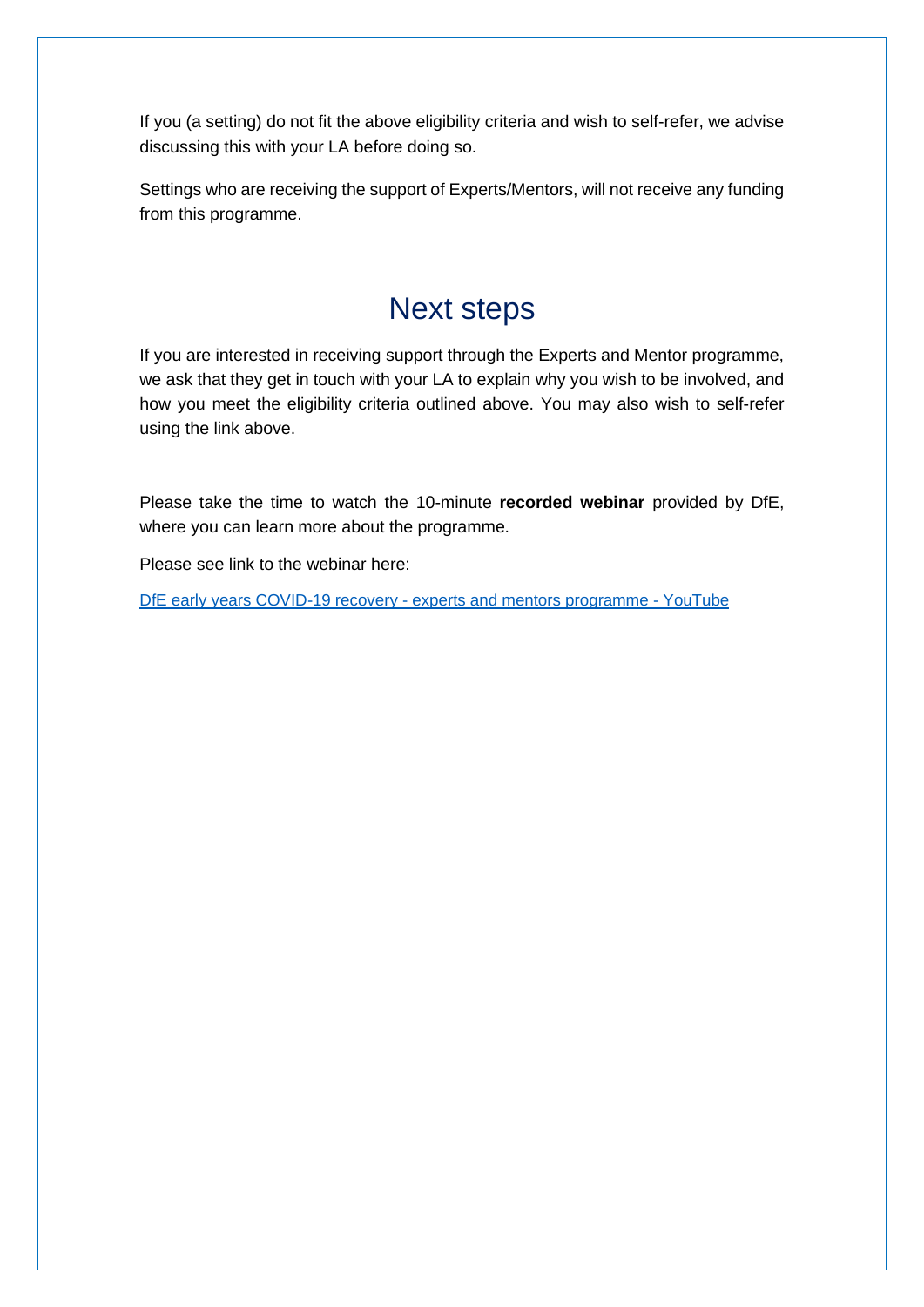If you (a setting) do not fit the above eligibility criteria and wish to self-refer, we advise discussing this with your LA before doing so.

Settings who are receiving the support of Experts/Mentors, will not receive any funding from this programme.

# Next steps

If you are interested in receiving support through the Experts and Mentor programme, we ask that they get in touch with your LA to explain why you wish to be involved, and how you meet the eligibility criteria outlined above. You may also wish to self-refer using the link above.

Please take the time to watch the 10-minute **recorded webinar** provided by DfE, where you can learn more about the programme.

Please see link to the webinar here:

DfE early years COVID-19 recovery - experts and mentors programme - YouTube